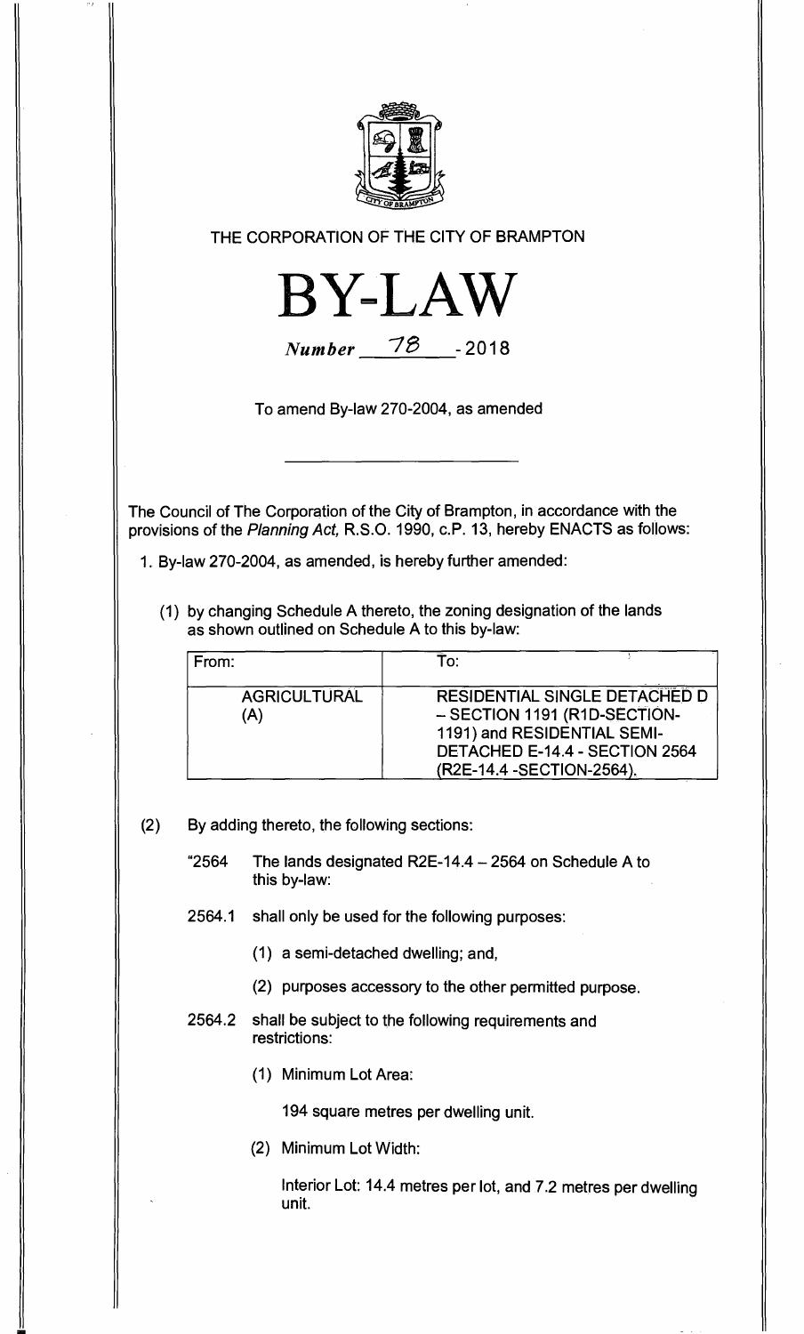THE CORPORATION OF THE CITY OF BRAMPTON

# BY-LAW

*Number* 78 - 2018

To amend By-law 270-2004, as amended

---

The Council of The Corporation of the City of Brampton, in accordance with the provisions of the *Planning Act,* R.S.O. 1990, c.P. 13, hereby ENACTS as follows:

1. By-law 270-2004, as amended, is hereby further amended:

   (1) by changing Schedule A thereto, the zoning designation of the lands as shown outlined on Schedule A to this by-law:

| From: | To: |
|---|---|
| AGRICULTURAL (A) | RESIDENTIAL SINGLE DETACHED D – SECTION 1191 (R1D-SECTION-1191) and RESIDENTIAL SEMI-DETACHED E-14.4 - SECTION 2564 (R2E-14.4 -SECTION-2564). |

(2) By adding thereto, the following sections:

"2564 The lands designated R2E-14.4 – 2564 on Schedule A to this by-law:

2564.1 shall only be used for the following purposes:

(1) a semi-detached dwelling; and,

(2) purposes accessory to the other permitted purpose.

2564.2 shall be subject to the following requirements and restrictions:

(1) Minimum Lot Area:

194 square metres per dwelling unit.

(2) Minimum Lot Width:

Interior Lot: 14.4 metres per lot, and 7.2 metres per dwelling unit.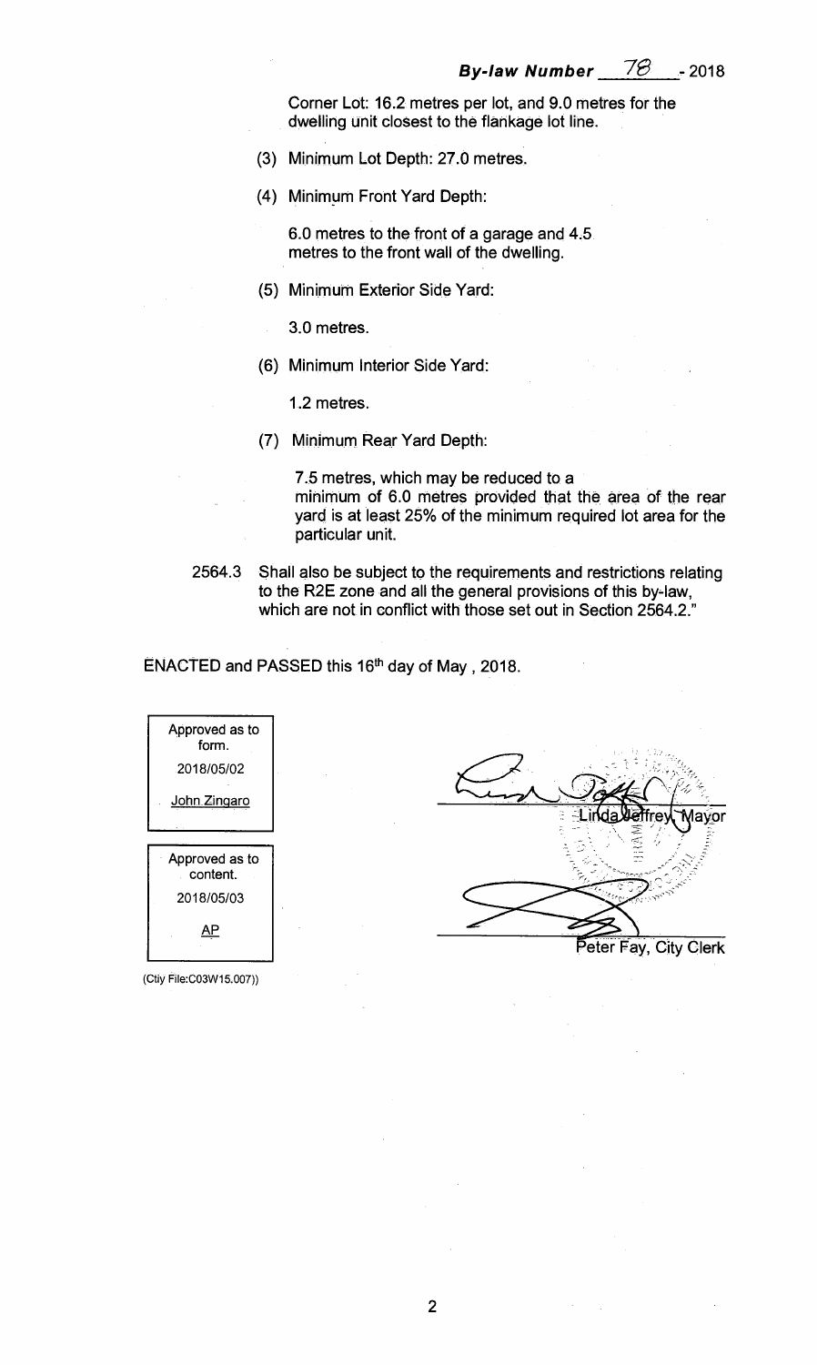Corner Lot: 16.2 metres per lot, and 9.0 metres for the dwelling unit closest to the flankage lot line.

(3) Minimum Lot Depth: 27.0 metres.

(4) Minimum Front Yard Depth:

6.0 metres to the front of a garage and 4.5 metres to the front wall of the dwelling.

(5) Minimum Exterior Side Yard:

3.0 metres.

(6) Minimum Interior Side Yard:

1.2 metres.

(7) Minimum Rear Yard Depth:

7.5 metres, which may be reduced to a minimum of 6.0 metres provided that the area of the rear yard is at least 25% of the minimum required lot area for the particular unit.

2564.3 Shall also be subject to the requirements and restrictions relating to the R2E zone and all the general provisions of this by-law, which are not in conflict with those set out in Section 2564.2."

ENACTED and PASSED this 16th day of May , 2018.

| Approved as to form. |
|---|
| 2018/05/02 |
| John Zingaro |

| Approved as to content. |
|---|
| 2018/05/03 |
| AP |

(Ctiy File:C03W15.007))

Linda Jeffrey, Mayor

Peter Fay, City Clerk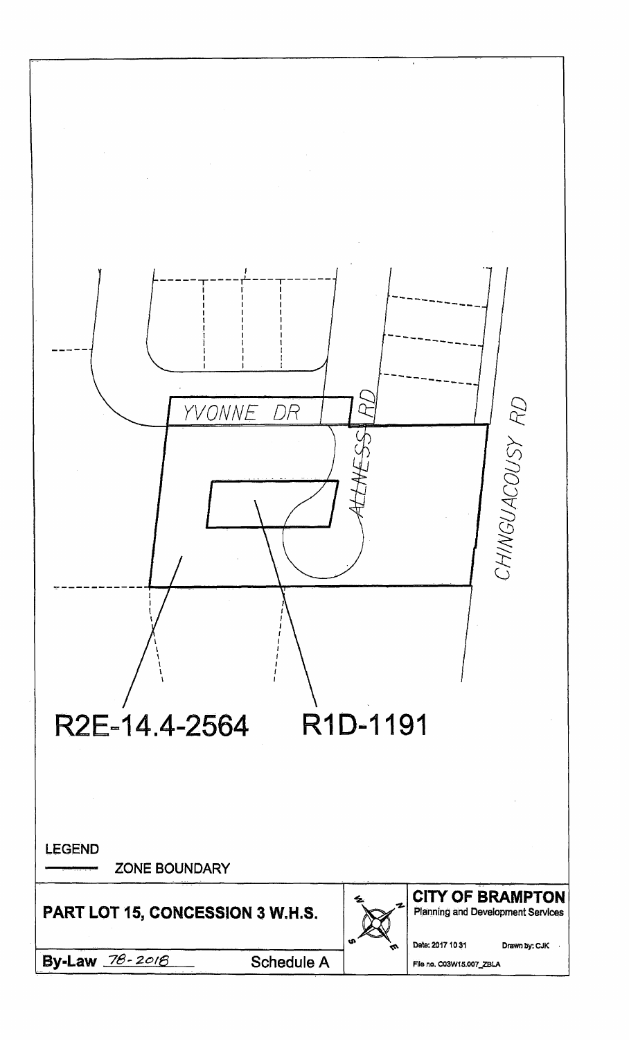YVONNE DR

ALLNESS RD

CHINGUACOUSY RD

R2E-14.4-2564 R1D-1191

LEGEND

ZONE BOUNDARY

**PART LOT 15, CONCESSION 3 W.H.S.**

**CITY OF BRAMPTON**
Planning and Development Services

Date: 2017 10 31 Drawn by: CJK

File no. C03W15.007_ZBLA

**By-Law** 78-2018 Schedule A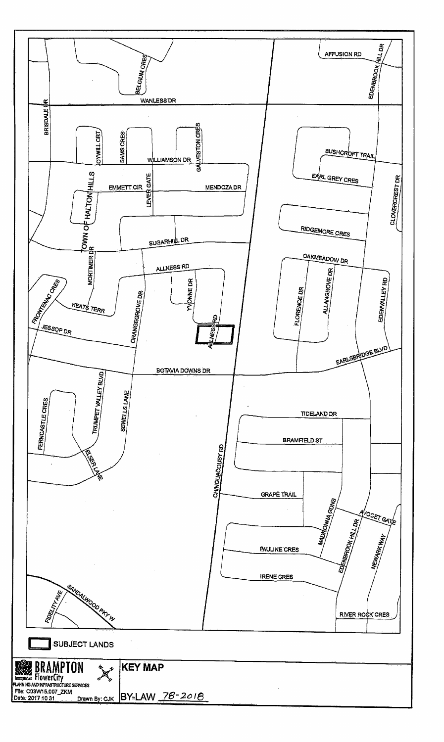SUBJECT LANDS

**BRAMPTON**
**FlowerCity**
brampton.ca

PLANNING AND INFRASTRUCTURE SERVICES

File: C03W15.007_ZKM

Date: 2017 10 31

Drawn By: CJK

## KEY MAP

BY-LAW 78-2018

WANLESS DR
BELGIUM CRES
AFFUSION RD
EDENBROOK HILL DR
BRISDALE DR
JOYWILL CRT
SAMS CRES
GALVESTON CRES
WILLIAMSON DR
BUSHCROFT TRAIL
EARL GREY CRES
CLOVERCREST DR
TOWN OF HALTON HILLS
EMMETT CIR
LEVER GATE
MENDOZA DR
RIDGEMORE CRES
SUGARHILL DR
MORTIMER DR
OAKMEADOW DR
ALLNESS RD
YVONNE DR
FRONTENAC CRES
KEATS TERR
ORANGEGROVE DR
FLORENCE DR
ALLANGROVE DR
EDENVALLEY RD
JESSOP DR
EARLSBRIDGE BLVD
BOTAVIA DOWNS DR
TRUMPET VALLEY BLVD
SEWELLS LANE
FERNCASTLE CRES
TIDELAND DR
BRAMFIELD ST
ELSER LANE
CHINGUACOUSY RD
GRAPE TRAIL
MADRONNA GDNS
AVOCET GATE
PAULINE CRES
NEWARK WAY
IRENE CRES
SANDALWOOD PKY W
FIDELITY AVE
RIVER ROCK CRES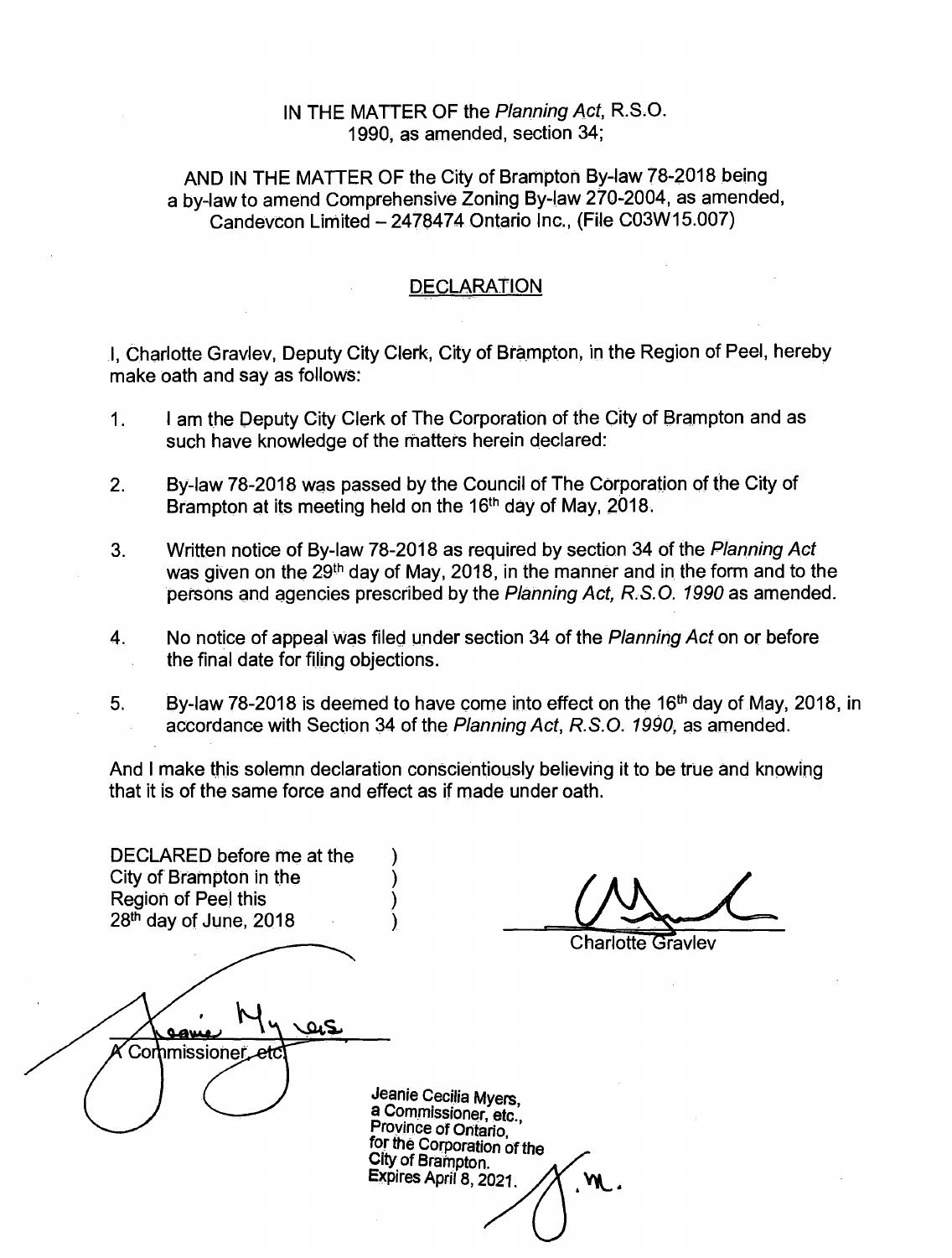IN THE MATTER OF the *Planning Act*, R.S.O. 1990, as amended, section 34;

AND IN THE MATTER OF the City of Brampton By-law 78-2018 being a by-law to amend Comprehensive Zoning By-law 270-2004, as amended, Candevcon Limited – 2478474 Ontario Inc., (File C03W15.007)

## DECLARATION

I, Charlotte Gravlev, Deputy City Clerk, City of Brampton, in the Region of Peel, hereby make oath and say as follows:

1. I am the Deputy City Clerk of The Corporation of the City of Brampton and as such have knowledge of the matters herein declared:

2. By-law 78-2018 was passed by the Council of The Corporation of the City of Brampton at its meeting held on the 16th day of May, 2018.

3. Written notice of By-law 78-2018 as required by section 34 of the *Planning Act* was given on the 29th day of May, 2018, in the manner and in the form and to the persons and agencies prescribed by the *Planning Act, R.S.O. 1990* as amended.

4. No notice of appeal was filed under section 34 of the *Planning Act* on or before the final date for filing objections.

5. By-law 78-2018 is deemed to have come into effect on the 16th day of May, 2018, in accordance with Section 34 of the *Planning Act, R.S.O. 1990,* as amended.

And I make this solemn declaration conscientiously believing it to be true and knowing that it is of the same force and effect as if made under oath.

DECLARED before me at the )
City of Brampton in the )
Region of Peel this )
28th day of June, 2018 )

Charlotte Gravlev

A Commissioner, etc.

Jeanie Cecilia Myers,
a Commissioner, etc.,
Province of Ontario,
for the Corporation of the
City of Brampton.
Expires April 8, 2021.